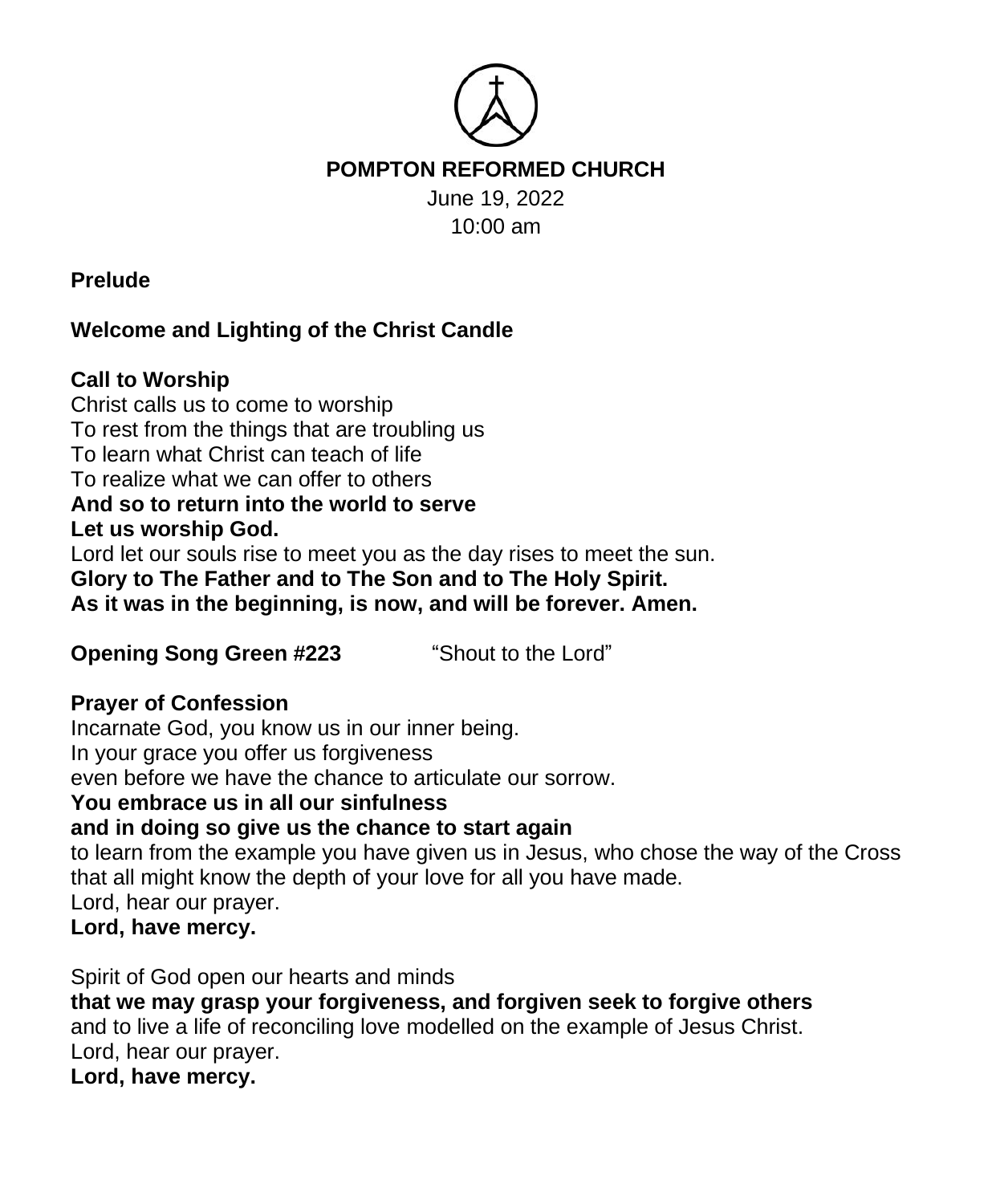# POMPTON REFORMED CHURCH

June 19, 2022
10:00 am

**Prelude**

**Welcome and Lighting of the Christ Candle**

**Call to Worship**

Christ calls us to come to worship
To rest from the things that are troubling us
To learn what Christ can teach of life
To realize what we can offer to others
**And so to return into the world to serve**
**Let us worship God.**
Lord let our souls rise to meet you as the day rises to meet the sun.
**Glory to The Father and to The Son and to The Holy Spirit.**
**As it was in the beginning, is now, and will be forever. Amen.**

**Opening Song Green #223** "Shout to the Lord"

**Prayer of Confession**

Incarnate God, you know us in our inner being.
In your grace you offer us forgiveness
even before we have the chance to articulate our sorrow.
**You embrace us in all our sinfulness**
**and in doing so give us the chance to start again**
to learn from the example you have given us in Jesus, who chose the way of the Cross that all might know the depth of your love for all you have made.
Lord, hear our prayer.
**Lord, have mercy.**

Spirit of God open our hearts and minds
**that we may grasp your forgiveness, and forgiven seek to forgive others**
and to live a life of reconciling love modelled on the example of Jesus Christ.
Lord, hear our prayer.
**Lord, have mercy.**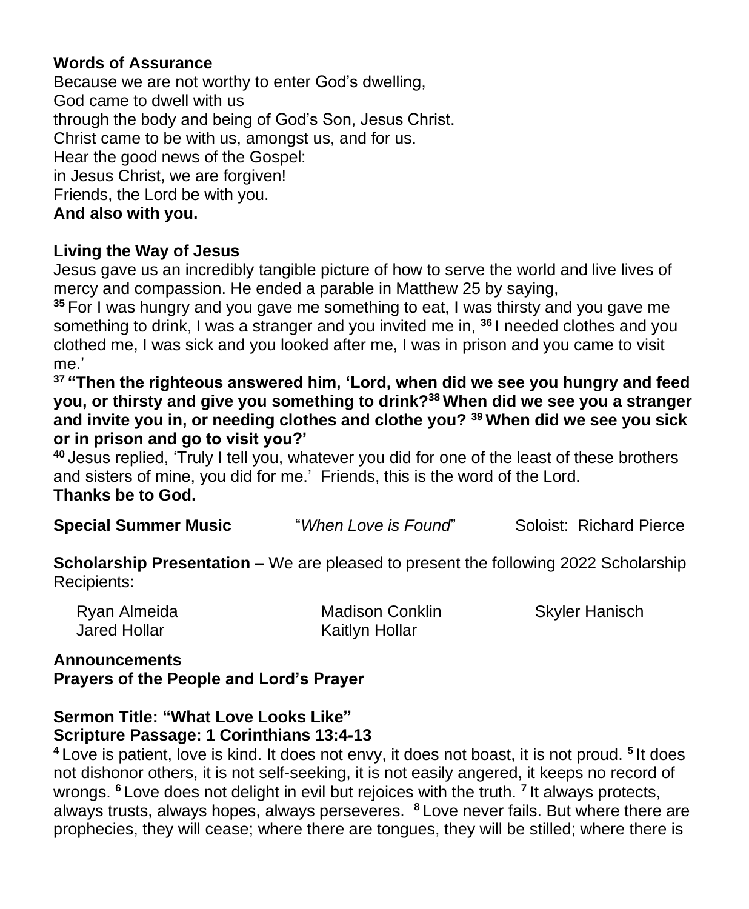**Words of Assurance**
Because we are not worthy to enter God's dwelling,
God came to dwell with us
through the body and being of God's Son, Jesus Christ.
Christ came to be with us, amongst us, and for us.
Hear the good news of the Gospel:
in Jesus Christ, we are forgiven!
Friends, the Lord be with you.
**And also with you.**

**Living the Way of Jesus**
Jesus gave us an incredibly tangible picture of how to serve the world and live lives of mercy and compassion. He ended a parable in Matthew 25 by saying,
**35** For I was hungry and you gave me something to eat, I was thirsty and you gave me something to drink, I was a stranger and you invited me in, **36** I needed clothes and you clothed me, I was sick and you looked after me, I was in prison and you came to visit me.'
**37 "Then the righteous answered him, 'Lord, when did we see you hungry and feed you, or thirsty and give you something to drink? 38 When did we see you a stranger and invite you in, or needing clothes and clothe you? 39 When did we see you sick or in prison and go to visit you?'**
**40** Jesus replied, 'Truly I tell you, whatever you did for one of the least of these brothers and sisters of mine, you did for me.' Friends, this is the word of the Lord.
**Thanks be to God.**

**Special Summer Music** "*When Love is Found*" Soloist: Richard Pierce

**Scholarship Presentation –** We are pleased to present the following 2022 Scholarship Recipients:

Ryan Almeida, Madison Conklin, Skyler Hanisch, Jared Hollar, Kaitlyn Hollar

**Announcements**
**Prayers of the People and Lord's Prayer**

**Sermon Title: "What Love Looks Like"**
**Scripture Passage: 1 Corinthians 13:4-13**
**4** Love is patient, love is kind. It does not envy, it does not boast, it is not proud. **5** It does not dishonor others, it is not self-seeking, it is not easily angered, it keeps no record of wrongs. **6** Love does not delight in evil but rejoices with the truth. **7** It always protects, always trusts, always hopes, always perseveres. **8** Love never fails. But where there are prophecies, they will cease; where there are tongues, they will be stilled; where there is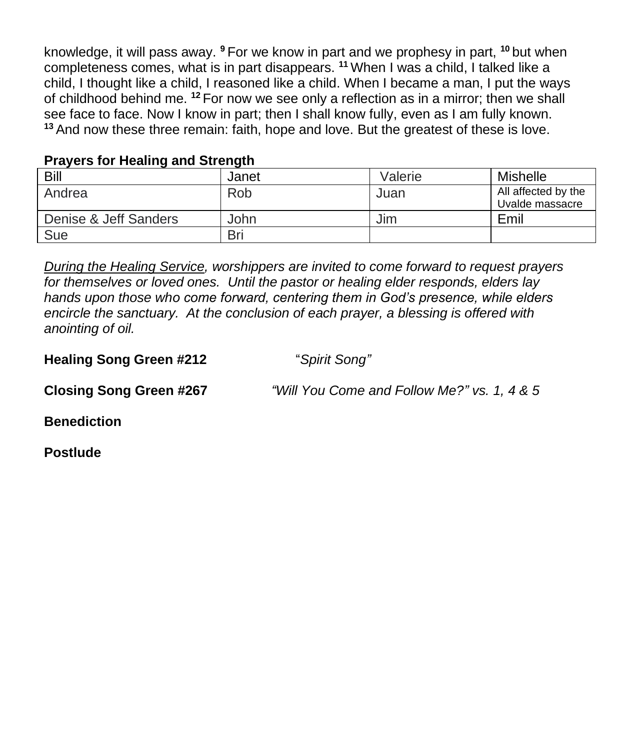knowledge, it will pass away. [9] For we know in part and we prophesy in part, [10] but when completeness comes, what is in part disappears. [11] When I was a child, I talked like a child, I thought like a child, I reasoned like a child. When I became a man, I put the ways of childhood behind me. [12] For now we see only a reflection as in a mirror; then we shall see face to face. Now I know in part; then I shall know fully, even as I am fully known. [13] And now these three remain: faith, hope and love. But the greatest of these is love.

**Prayers for Healing and Strength**

| Bill | Janet | Valerie | Mishelle |
|---|---|---|---|
| Andrea | Rob | Juan | All affected by the Uvalde massacre |
| Denise & Jeff Sanders | John | Jim | Emil |
| Sue | Bri | | |

*During the Healing Service, worshippers are invited to come forward to request prayers for themselves or loved ones. Until the pastor or healing elder responds, elders lay hands upon those who come forward, centering them in God's presence, while elders encircle the sanctuary. At the conclusion of each prayer, a blessing is offered with anointing of oil.*

**Healing Song Green #212** "*Spirit Song*"

**Closing Song Green #267** *"Will You Come and Follow Me?" vs. 1, 4 & 5*

**Benediction**

**Postlude**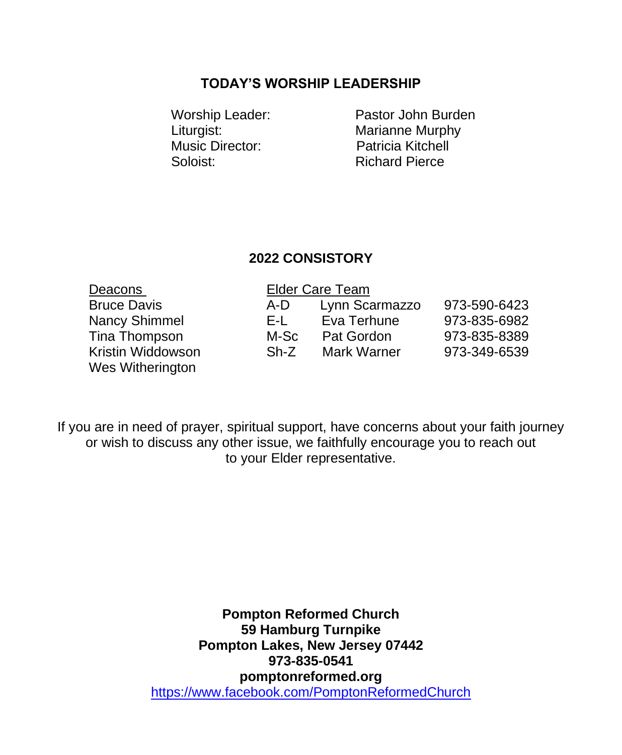## TODAY'S WORSHIP LEADERSHIP

| | |
|---|---|
| Worship Leader: | Pastor John Burden |
| Liturgist: | Marianne Murphy |
| Music Director: | Patricia Kitchell |
| Soloist: | Richard Pierce |

## 2022 CONSISTORY

| Deacons | Elder Care Team | | |
|---|---|---|---|
| Bruce Davis | A-D | Lynn Scarmazzo | 973-590-6423 |
| Nancy Shimmel | E-L | Eva Terhune | 973-835-6982 |
| Tina Thompson | M-Sc | Pat Gordon | 973-835-8389 |
| Kristin Widdowson | Sh-Z | Mark Warner | 973-349-6539 |
| Wes Witherington | | | |

If you are in need of prayer, spiritual support, have concerns about your faith journey or wish to discuss any other issue, we faithfully encourage you to reach out to your Elder representative.

**Pompton Reformed Church**
**59 Hamburg Turnpike**
**Pompton Lakes, New Jersey 07442**
**973-835-0541**
**pomptonreformed.org**
https://www.facebook.com/PomptonReformedChurch